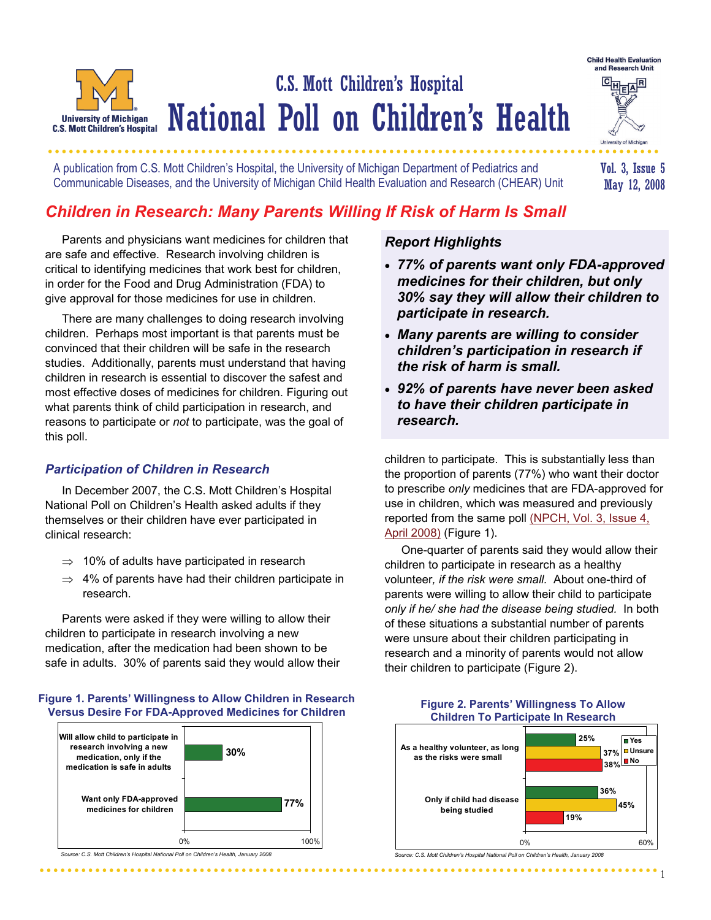# C.S. Mott Children's Hospital National Poll on Children's Health

A publication from C.S. Mott Children's Hospital, the University of Michigan Department of Pediatrics and Communicable Diseases, and the University of Michigan Child Health Evaluation and Research (CHEAR) Unit

Vol. 3, Issue 5
May 12, 2008

## Children in Research: Many Parents Willing If Risk of Harm Is Small

Parents and physicians want medicines for children that are safe and effective. Research involving children is critical to identifying medicines that work best for children, in order for the Food and Drug Administration (FDA) to give approval for those medicines for use in children.

There are many challenges to doing research involving children. Perhaps most important is that parents must be convinced that their children will be safe in the research studies. Additionally, parents must understand that having children in research is essential to discover the safest and most effective doses of medicines for children. Figuring out what parents think of child participation in research, and reasons to participate or *not* to participate, was the goal of this poll.

### Report Highlights

- ***77% of parents want only FDA-approved medicines for their children, but only 30% say they will allow their children to participate in research.***
- ***Many parents are willing to consider children's participation in research if the risk of harm is small.***
- ***92% of parents have never been asked to have their children participate in research.***

### Participation of Children in Research

In December 2007, the C.S. Mott Children's Hospital National Poll on Children's Health asked adults if they themselves or their children have ever participated in clinical research:

- ⇒ 10% of adults have participated in research
- ⇒ 4% of parents have had their children participate in research.

Parents were asked if they were willing to allow their children to participate in research involving a new medication, after the medication had been shown to be safe in adults. 30% of parents said they would allow their children to participate. This is substantially less than the proportion of parents (77%) who want their doctor to prescribe *only* medicines that are FDA-approved for use in children, which was measured and previously reported from the same poll (NPCH, Vol. 3, Issue 4, April 2008) (Figure 1).

One-quarter of parents said they would allow their children to participate in research as a healthy volunteer, *if the risk were small.* About one-third of parents were willing to allow their child to participate *only if he/ she had the disease being studied.* In both of these situations a substantial number of parents were unsure about their children participating in research and a minority of parents would not allow their children to participate (Figure 2).

**Figure 1. Parents' Willingness to Allow Children in Research Versus Desire For FDA-Approved Medicines for Children**

| | Percent |
|---|---|
| Will allow child to participate in research involving a new medication, only if the medication is safe in adults | 30% |
| Want only FDA-approved medicines for children | 77% |

*Source: C.S. Mott Children's Hospital National Poll on Children's Health, January 2008*

**Figure 2. Parents' Willingness To Allow Children To Participate In Research**

| | Yes | Unsure | No |
|---|---|---|---|
| As a healthy volunteer, as long as the risks were small | 25% | 37% | 38% |
| Only if child had disease being studied | 36% | 45% | 19% |

*Source: C.S. Mott Children's Hospital National Poll on Children's Health, January 2008*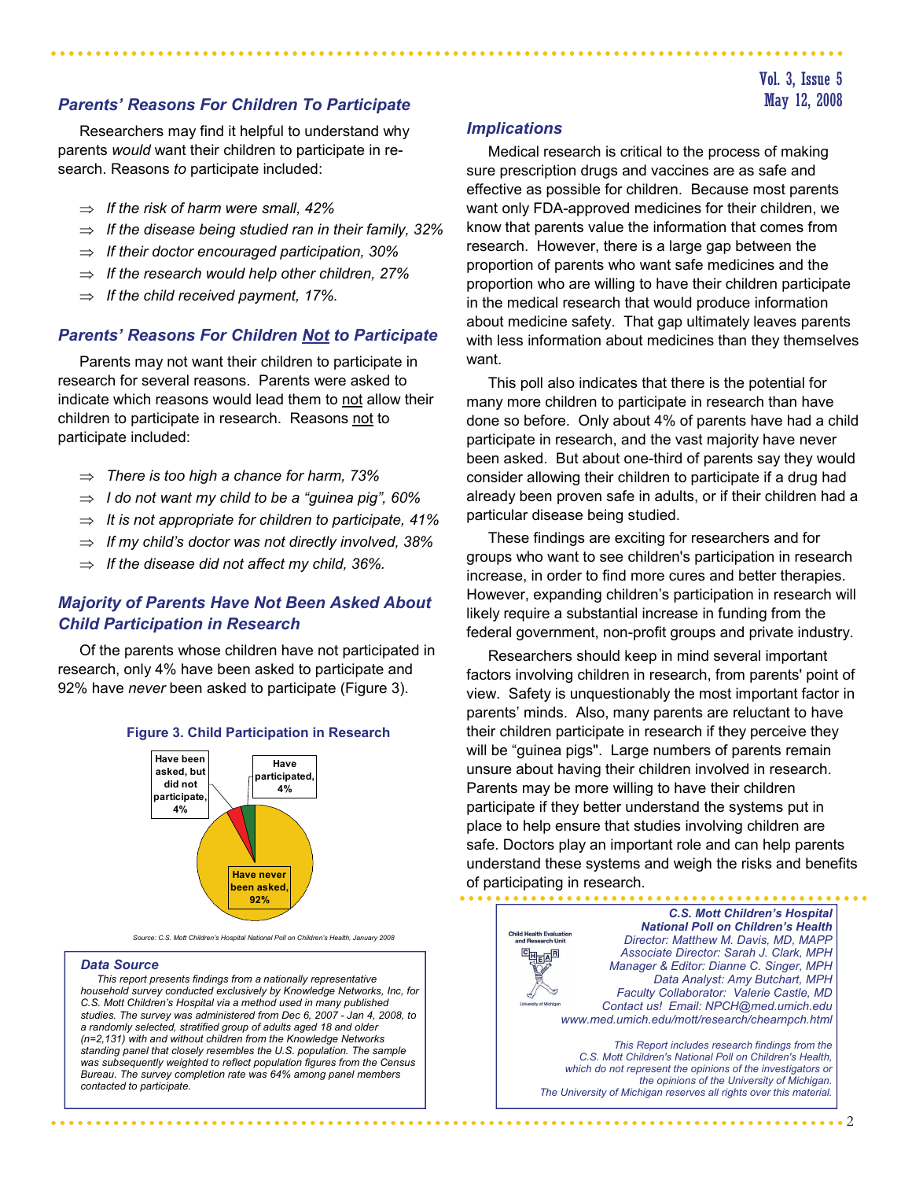## *Parents' Reasons For Children To Participate*

Researchers may find it helpful to understand why parents *would* want their children to participate in research. Reasons *to* participate included:

- ⇒ *If the risk of harm were small, 42%*
- ⇒ *If the disease being studied ran in their family, 32%*
- ⇒ *If their doctor encouraged participation, 30%*
- ⇒ *If the research would help other children, 27%*
- ⇒ *If the child received payment, 17%.*

## *Parents' Reasons For Children Not to Participate*

Parents may not want their children to participate in research for several reasons. Parents were asked to indicate which reasons would lead them to not allow their children to participate in research. Reasons not to participate included:

- ⇒ *There is too high a chance for harm, 73%*
- ⇒ *I do not want my child to be a "guinea pig", 60%*
- ⇒ *It is not appropriate for children to participate, 41%*
- ⇒ *If my child's doctor was not directly involved, 38%*
- ⇒ *If the disease did not affect my child, 36%.*

## *Majority of Parents Have Not Been Asked About Child Participation in Research*

Of the parents whose children have not participated in research, only 4% have been asked to participate and 92% have *never* been asked to participate (Figure 3).

**Figure 3. Child Participation in Research**

Have been asked, but did not participate, 4%

Have participated, 4%

Have never been asked, 92%

*Source: C.S. Mott Children's Hospital National Poll on Children's Health, January 2008*

### *Data Source*

*This report presents findings from a nationally representative household survey conducted exclusively by Knowledge Networks, Inc, for C.S. Mott Children's Hospital via a method used in many published studies. The survey was administered from Dec 6, 2007 - Jan 4, 2008, to a randomly selected, stratified group of adults aged 18 and older (n=2,131) with and without children from the Knowledge Networks standing panel that closely resembles the U.S. population. The sample was subsequently weighted to reflect population figures from the Census Bureau. The survey completion rate was 64% among panel members contacted to participate.*

## *Implications*

Medical research is critical to the process of making sure prescription drugs and vaccines are as safe and effective as possible for children. Because most parents want only FDA-approved medicines for their children, we know that parents value the information that comes from research. However, there is a large gap between the proportion of parents who want safe medicines and the proportion who are willing to have their children participate in the medical research that would produce information about medicine safety. That gap ultimately leaves parents with less information about medicines than they themselves want.

This poll also indicates that there is the potential for many more children to participate in research than have done so before. Only about 4% of parents have had a child participate in research, and the vast majority have never been asked. But about one-third of parents say they would consider allowing their children to participate if a drug had already been proven safe in adults, or if their children had a particular disease being studied.

These findings are exciting for researchers and for groups who want to see children's participation in research increase, in order to find more cures and better therapies. However, expanding children's participation in research will likely require a substantial increase in funding from the federal government, non-profit groups and private industry.

Researchers should keep in mind several important factors involving children in research, from parents' point of view. Safety is unquestionably the most important factor in parents' minds. Also, many parents are reluctant to have their children participate in research if they perceive they will be "guinea pigs". Large numbers of parents remain unsure about having their children involved in research. Parents may be more willing to have their children participate if they better understand the systems put in place to help ensure that studies involving children are safe. Doctors play an important role and can help parents understand these systems and weigh the risks and benefits of participating in research.

Child Health Evaluation and Research Unit

University of Michigan

***C.S. Mott Children's Hospital National Poll on Children's Health***

*Director: Matthew M. Davis, MD, MAPP*
*Associate Director: Sarah J. Clark, MPH*
*Manager & Editor: Dianne C. Singer, MPH*
*Data Analyst: Amy Butchart, MPH*
*Faculty Collaborator: Valerie Castle, MD*
*Contact us! Email: NPCH@med.umich.edu*
*www.med.umich.edu/mott/research/chearnpch.html*

*This Report includes research findings from the C.S. Mott Children's National Poll on Children's Health, which do not represent the opinions of the investigators or the opinions of the University of Michigan. The University of Michigan reserves all rights over this material.*